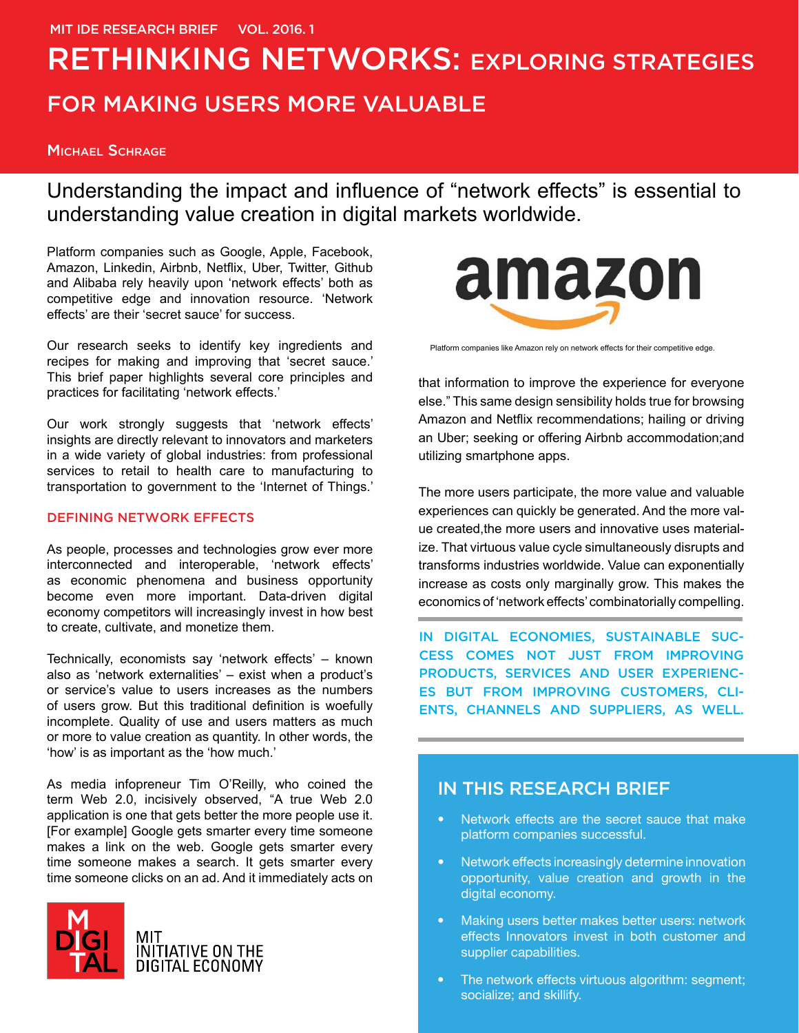MIT IDE RESEARCH BRIEF VOL. 2016. 1

# RETHINKING NETWORKS: EXPLORING STRATEGIES FOR MAKING USERS MORE VALUABLE

MICHAEL SCHRAGE

Understanding the impact and influence of "network effects" is essential to understanding value creation in digital markets worldwide.

Platform companies such as Google, Apple, Facebook, Amazon, Linkedin, Airbnb, Netflix, Uber, Twitter, Github and Alibaba rely heavily upon 'network effects' both as competitive edge and innovation resource. 'Network effects' are their 'secret sauce' for success.

Our research seeks to identify key ingredients and recipes for making and improving that 'secret sauce.' This brief paper highlights several core principles and practices for facilitating 'network effects.'

Our work strongly suggests that 'network effects' insights are directly relevant to innovators and marketers in a wide variety of global industries: from professional services to retail to health care to manufacturing to transportation to government to the 'Internet of Things.'

## DEFINING NETWORK EFFECTS

As people, processes and technologies grow ever more interconnected and interoperable, 'network effects' as economic phenomena and business opportunity become even more important. Data-driven digital economy competitors will increasingly invest in how best to create, cultivate, and monetize them.

Technically, economists say 'network effects' – known also as 'network externalities' – exist when a product's or service's value to users increases as the numbers of users grow. But this traditional definition is woefully incomplete. Quality of use and users matters as much or more to value creation as quantity. In other words, the 'how' is as important as the 'how much.'

As media infopreneur Tim O'Reilly, who coined the term Web 2.0, incisively observed, "A true Web 2.0 application is one that gets better the more people use it. [For example] Google gets smarter every time someone makes a link on the web. Google gets smarter every time someone makes a search. It gets smarter every time someone clicks on an ad. And it immediately acts on that information to improve the experience for everyone else." This same design sensibility holds true for browsing Amazon and Netflix recommendations; hailing or driving an Uber; seeking or offering Airbnb accommodation;and utilizing smartphone apps.

Platform companies like Amazon rely on network effects for their competitive edge.

The more users participate, the more value and valuable experiences can quickly be generated. And the more value created,the more users and innovative uses materialize. That virtuous value cycle simultaneously disrupts and transforms industries worldwide. Value can exponentially increase as costs only marginally grow. This makes the economics of 'network effects' combinatorially compelling.

IN DIGITAL ECONOMIES, SUSTAINABLE SUCCESS COMES NOT JUST FROM IMPROVING PRODUCTS, SERVICES AND USER EXPERIENCES BUT FROM IMPROVING CUSTOMERS, CLIENTS, CHANNELS AND SUPPLIERS, AS WELL.

## IN THIS RESEARCH BRIEF

- Network effects are the secret sauce that make platform companies successful.
- Network effects increasingly determine innovation opportunity, value creation and growth in the digital economy.
- Making users better makes better users: network effects Innovators invest in both customer and supplier capabilities.
- The network effects virtuous algorithm: segment; socialize; and skillify.

MIT INITIATIVE ON THE DIGITAL ECONOMY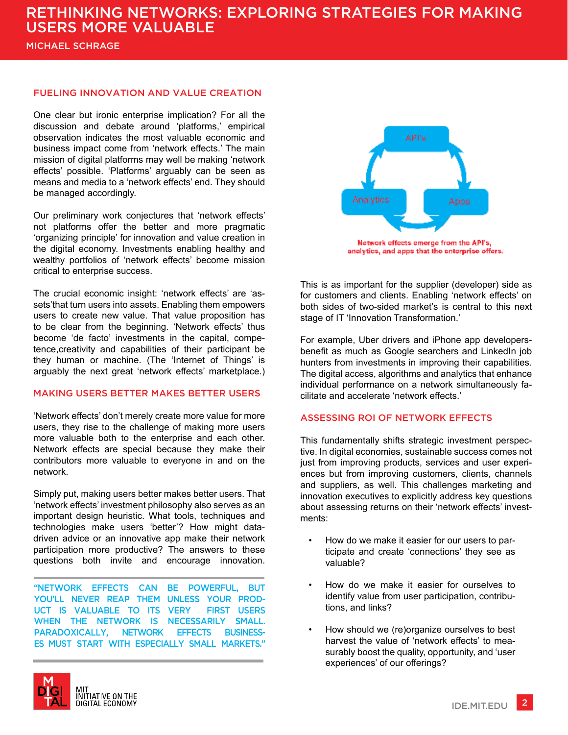## FUELING INNOVATION AND VALUE CREATION

One clear but ironic enterprise implication? For all the discussion and debate around 'platforms,' empirical observation indicates the most valuable economic and business impact come from 'network effects.' The main mission of digital platforms may well be making 'network effects' possible. 'Platforms' arguably can be seen as means and media to a 'network effects' end. They should be managed accordingly.

Our preliminary work conjectures that 'network effects' not platforms offer the better and more pragmatic 'organizing principle' for innovation and value creation in the digital economy. Investments enabling healthy and wealthy portfolios of 'network effects' become mission critical to enterprise success.

The crucial economic insight: 'network effects' are 'assets'that turn users into assets. Enabling them empowers users to create new value. That value proposition has to be clear from the beginning. 'Network effects' thus become 'de facto' investments in the capital, competence,creativity and capabilities of their participant be they human or machine. (The 'Internet of Things' is arguably the next great 'network effects' marketplace.)

## MAKING USERS BETTER MAKES BETTER USERS

'Network effects' don't merely create more value for more users, they rise to the challenge of making more users more valuable both to the enterprise and each other. Network effects are special because they make their contributors more valuable to everyone in and on the network.

Simply put, making users better makes better users. That 'network effects' investment philosophy also serves as an important design heuristic. What tools, techniques and technologies make users 'better'? How might data-driven advice or an innovative app make their network participation more productive? The answers to these questions both invite and encourage innovation.

> "NETWORK EFFECTS CAN BE POWERFUL, BUT YOU'LL NEVER REAP THEM UNLESS YOUR PRODUCT IS VALUABLE TO ITS VERY FIRST USERS WHEN THE NETWORK IS NECESSARILY SMALL. PARADOXICALLY, NETWORK EFFECTS BUSINESSES MUST START WITH ESPECIALLY SMALL MARKETS."

API's

Analytics

Apps

Network effects emerge from the API's, analytics, and apps that the enterprise offers.

This is as important for the supplier (developer) side as for customers and clients. Enabling 'network effects' on both sides of two-sided market's is central to this next stage of IT 'Innovation Transformation.'

For example, Uber drivers and iPhone app developers-benefit as much as Google searchers and LinkedIn job hunters from investments in improving their capabilities. The digital access, algorithms and analytics that enhance individual performance on a network simultaneously facilitate and accelerate 'network effects.'

## ASSESSING ROI OF NETWORK EFFECTS

This fundamentally shifts strategic investment perspective. In digital economies, sustainable success comes not just from improving products, services and user experiences but from improving customers, clients, channels and suppliers, as well. This challenges marketing and innovation executives to explicitly address key questions about assessing returns on their 'network effects' investments:

- How do we make it easier for our users to participate and create 'connections' they see as valuable?
- How do we make it easier for ourselves to identify value from user participation, contributions, and links?
- How should we (re)organize ourselves to best harvest the value of 'network effects' to measurably boost the quality, opportunity, and 'user experiences' of our offerings?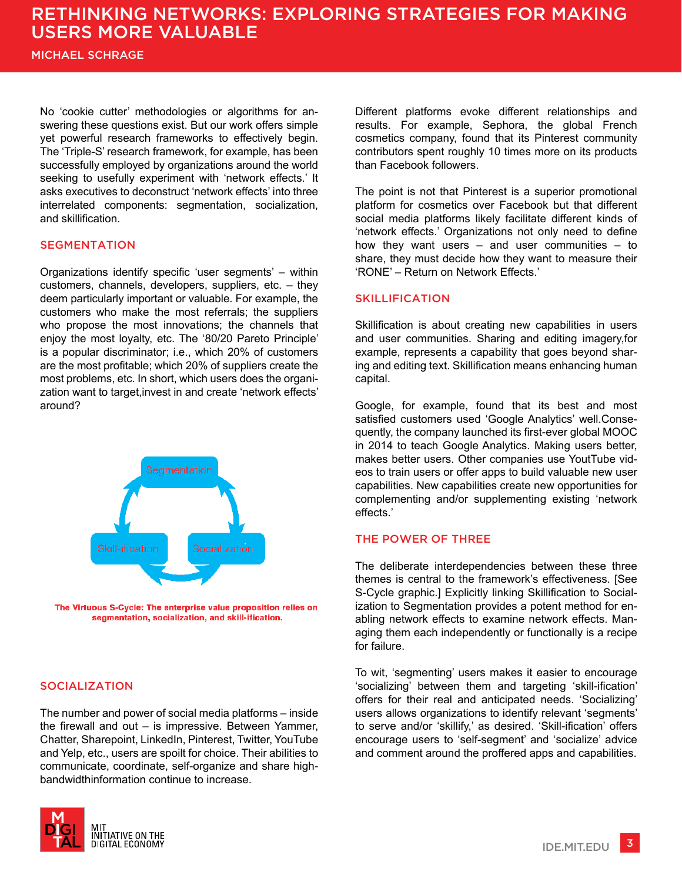No 'cookie cutter' methodologies or algorithms for answering these questions exist. But our work offers simple yet powerful research frameworks to effectively begin. The 'Triple-S' research framework, for example, has been successfully employed by organizations around the world seeking to usefully experiment with 'network effects.' It asks executives to deconstruct 'network effects' into three interrelated components: segmentation, socialization, and skillification.

## SEGMENTATION

Organizations identify specific 'user segments' – within customers, channels, developers, suppliers, etc. – they deem particularly important or valuable. For example, the customers who make the most referrals; the suppliers who propose the most innovations; the channels that enjoy the most loyalty, etc. The '80/20 Pareto Principle' is a popular discriminator; i.e., which 20% of customers are the most profitable; which 20% of suppliers create the most problems, etc. In short, which users does the organization want to target,invest in and create 'network effects' around?

Segmentation

Skill-ification

Socialization

**The Virtuous S-Cycle: The enterprise value proposition relies on segmentation, socialization, and skill-ification.**

## SOCIALIZATION

The number and power of social media platforms – inside the firewall and out – is impressive. Between Yammer, Chatter, Sharepoint, LinkedIn, Pinterest, Twitter, YouTube and Yelp, etc., users are spoilt for choice. Their abilities to communicate, coordinate, self-organize and share high-bandwidthinformation continue to increase.

Different platforms evoke different relationships and results. For example, Sephora, the global French cosmetics company, found that its Pinterest community contributors spent roughly 10 times more on its products than Facebook followers.

The point is not that Pinterest is a superior promotional platform for cosmetics over Facebook but that different social media platforms likely facilitate different kinds of 'network effects.' Organizations not only need to define how they want users – and user communities – to share, they must decide how they want to measure their 'RONE' – Return on Network Effects.'

## SKILLIFICATION

Skillification is about creating new capabilities in users and user communities. Sharing and editing imagery,for example, represents a capability that goes beyond sharing and editing text. Skillification means enhancing human capital.

Google, for example, found that its best and most satisfied customers used 'Google Analytics' well.Consequently, the company launched its first-ever global MOOC in 2014 to teach Google Analytics. Making users better, makes better users. Other companies use YouTube videos to train users or offer apps to build valuable new user capabilities. New capabilities create new opportunities for complementing and/or supplementing existing 'network effects.'

## THE POWER OF THREE

The deliberate interdependencies between these three themes is central to the framework's effectiveness. [See S-Cycle graphic.] Explicitly linking Skillification to Socialization to Segmentation provides a potent method for enabling network effects to examine network effects. Managing them each independently or functionally is a recipe for failure.

To wit, 'segmenting' users makes it easier to encourage 'socializing' between them and targeting 'skill-ification' offers for their real and anticipated needs. 'Socializing' users allows organizations to identify relevant 'segments' to serve and/or 'skillify,' as desired. 'Skill-ification' offers encourage users to 'self-segment' and 'socialize' advice and comment around the proffered apps and capabilities.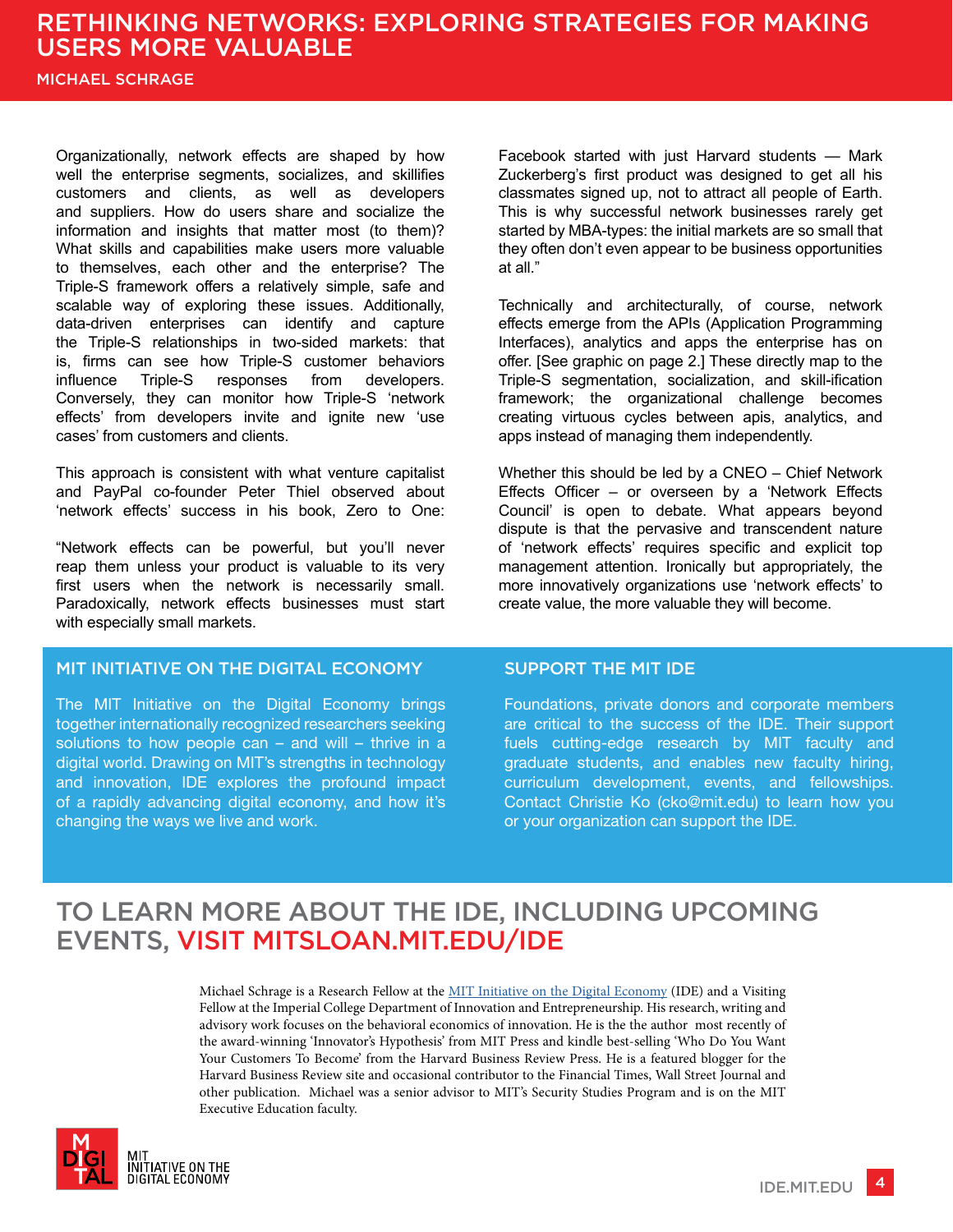Organizationally, network effects are shaped by how well the enterprise segments, socializes, and skillifies customers and clients, as well as developers and suppliers. How do users share and socialize the information and insights that matter most (to them)? What skills and capabilities make users more valuable to themselves, each other and the enterprise? The Triple-S framework offers a relatively simple, safe and scalable way of exploring these issues. Additionally, data-driven enterprises can identify and capture the Triple-S relationships in two-sided markets: that is, firms can see how Triple-S customer behaviors influence Triple-S responses from developers. Conversely, they can monitor how Triple-S 'network effects' from developers invite and ignite new 'use cases' from customers and clients.

This approach is consistent with what venture capitalist and PayPal co-founder Peter Thiel observed about 'network effects' success in his book, Zero to One:

"Network effects can be powerful, but you'll never reap them unless your product is valuable to its very first users when the network is necessarily small. Paradoxically, network effects businesses must start with especially small markets. Facebook started with just Harvard students — Mark Zuckerberg's first product was designed to get all his classmates signed up, not to attract all people of Earth. This is why successful network businesses rarely get started by MBA-types: the initial markets are so small that they often don't even appear to be business opportunities at all."

Technically and architecturally, of course, network effects emerge from the APIs (Application Programming Interfaces), analytics and apps the enterprise has on offer. [See graphic on page 2.] These directly map to the Triple-S segmentation, socialization, and skill-ification framework; the organizational challenge becomes creating virtuous cycles between apis, analytics, and apps instead of managing them independently.

Whether this should be led by a CNEO – Chief Network Effects Officer – or overseen by a 'Network Effects Council' is open to debate. What appears beyond dispute is that the pervasive and transcendent nature of 'network effects' requires specific and explicit top management attention. Ironically but appropriately, the more innovatively organizations use 'network effects' to create value, the more valuable they will become.

## MIT INITIATIVE ON THE DIGITAL ECONOMY

The MIT Initiative on the Digital Economy brings together internationally recognized researchers seeking solutions to how people can – and will – thrive in a digital world. Drawing on MIT's strengths in technology and innovation, IDE explores the profound impact of a rapidly advancing digital economy, and how it's changing the ways we live and work.

## SUPPORT THE MIT IDE

Foundations, private donors and corporate members are critical to the success of the IDE. Their support fuels cutting-edge research by MIT faculty and graduate students, and enables new faculty hiring, curriculum development, events, and fellowships. Contact Christie Ko (cko@mit.edu) to learn how you or your organization can support the IDE.

## TO LEARN MORE ABOUT THE IDE, INCLUDING UPCOMING EVENTS, VISIT MITSLOAN.MIT.EDU/IDE

Michael Schrage is a Research Fellow at the MIT Initiative on the Digital Economy (IDE) and a Visiting Fellow at the Imperial College Department of Innovation and Entrepreneurship. His research, writing and advisory work focuses on the behavioral economics of innovation. He is the the author most recently of the award-winning 'Innovator's Hypothesis' from MIT Press and kindle best-selling 'Who Do You Want Your Customers To Become' from the Harvard Business Review Press. He is a featured blogger for the Harvard Business Review site and occasional contributor to the Financial Times, Wall Street Journal and other publication. Michael was a senior advisor to MIT's Security Studies Program and is on the MIT Executive Education faculty.